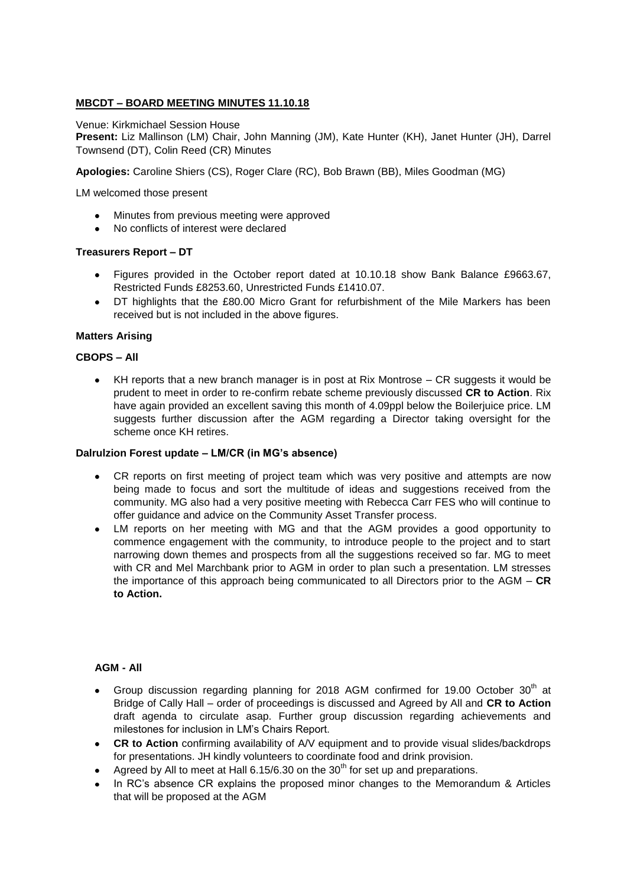**MBCDT – BOARD MEETING MINUTES 11.10.18**

Venue: Kirkmichael Session House

**Present:** Liz Mallinson (LM) Chair, John Manning (JM), Kate Hunter (KH), Janet Hunter (JH), Darrel Townsend (DT), Colin Reed (CR) Minutes

**Apologies:** Caroline Shiers (CS), Roger Clare (RC), Bob Brawn (BB), Miles Goodman (MG)

LM welcomed those present

- Minutes from previous meeting were approved
- No conflicts of interest were declared

**Treasurers Report – DT**

- Figures provided in the October report dated at 10.10.18 show Bank Balance £9663.67, Restricted Funds £8253.60, Unrestricted Funds £1410.07.
- DT highlights that the £80.00 Micro Grant for refurbishment of the Mile Markers has been received but is not included in the above figures.

**Matters Arising**

**CBOPS – All**

- KH reports that a new branch manager is in post at Rix Montrose – CR suggests it would be prudent to meet in order to re-confirm rebate scheme previously discussed **CR to Action**. Rix have again provided an excellent saving this month of 4.09ppl below the Boilerjuice price. LM suggests further discussion after the AGM regarding a Director taking oversight for the scheme once KH retires.

**Dalrulzion Forest update – LM/CR (in MG's absence)**

- CR reports on first meeting of project team which was very positive and attempts are now being made to focus and sort the multitude of ideas and suggestions received from the community. MG also had a very positive meeting with Rebecca Carr FES who will continue to offer guidance and advice on the Community Asset Transfer process.
- LM reports on her meeting with MG and that the AGM provides a good opportunity to commence engagement with the community, to introduce people to the project and to start narrowing down themes and prospects from all the suggestions received so far. MG to meet with CR and Mel Marchbank prior to AGM in order to plan such a presentation. LM stresses the importance of this approach being communicated to all Directors prior to the AGM – **CR to Action.**

**AGM - All**

- Group discussion regarding planning for 2018 AGM confirmed for 19.00 October 30th at Bridge of Cally Hall – order of proceedings is discussed and Agreed by All and **CR to Action** draft agenda to circulate asap. Further group discussion regarding achievements and milestones for inclusion in LM's Chairs Report.
- **CR to Action** confirming availability of A/V equipment and to provide visual slides/backdrops for presentations. JH kindly volunteers to coordinate food and drink provision.
- Agreed by All to meet at Hall 6.15/6.30 on the 30th for set up and preparations.
- In RC's absence CR explains the proposed minor changes to the Memorandum & Articles that will be proposed at the AGM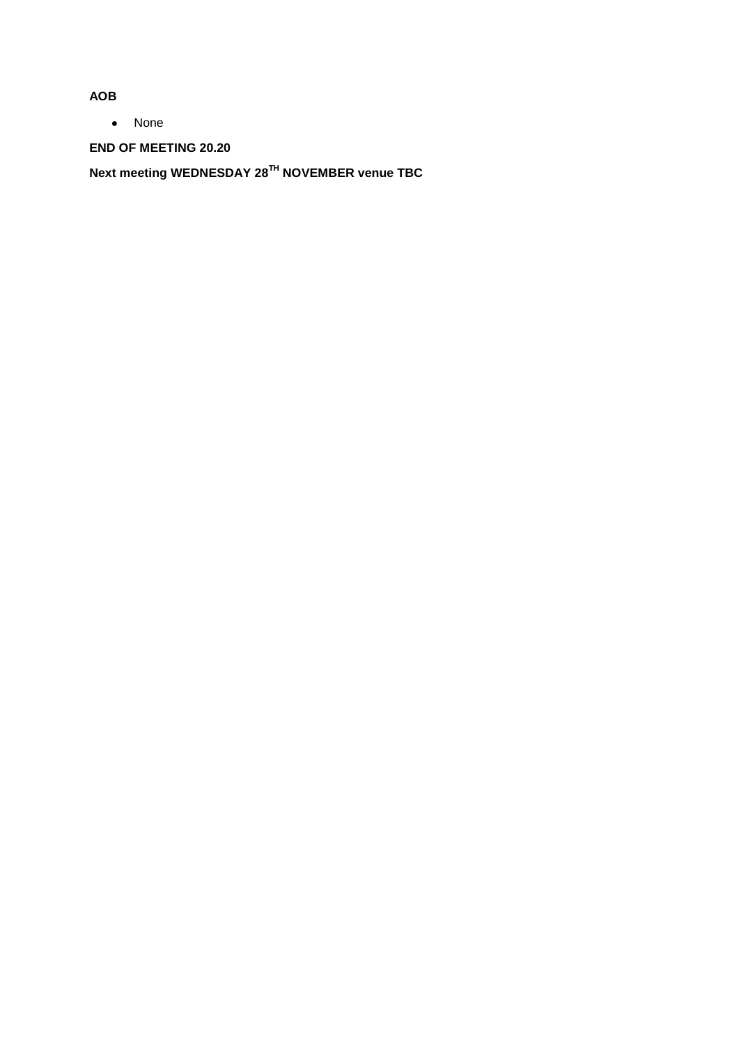**AOB**

- None

**END OF MEETING 20.20**

**Next meeting WEDNESDAY 28[TH] NOVEMBER venue TBC**